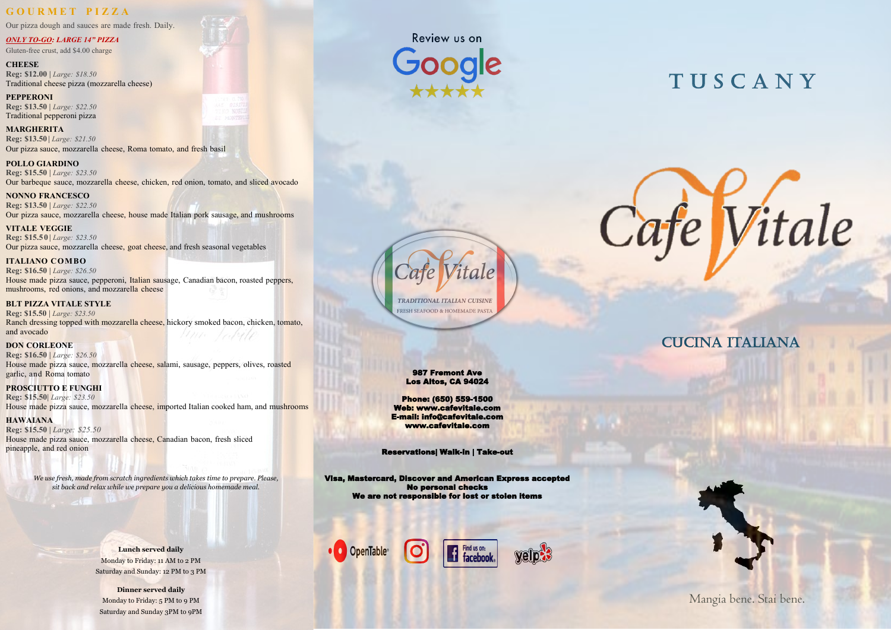# GOURMET PIZZA

Our pizza dough and sauces are made fresh. Daily.

***ONLY TO-GO: LARGE 14" PIZZA***

Gluten-free crust, add $4.00 charge

**CHEESE**
**Reg: $12.00** | *Large: $18.50*
Traditional cheese pizza (mozzarella cheese)

**PEPPERONI**
**Reg: $13.50** | *Large: $22.50*
Traditional pepperoni pizza

**MARGHERITA**
**Reg: $13.50** | *Large: $21.50*
Our pizza sauce, mozzarella cheese, Roma tomato, and fresh basil

**POLLO GIARDINO**
**Reg: $15.50** | *Large: $23.50*
Our barbeque sauce, mozzarella cheese, chicken, red onion, tomato, and sliced avocado

**NONNO FRANCESCO**
**Reg: $13.50** | *Large: $22.50*
Our pizza sauce, mozzarella cheese, house made Italian pork sausage, and mushrooms

**VITALE VEGGIE**
**Reg: $15.50** | *Large: $23.50*
Our pizza sauce, mozzarella cheese, goat cheese, and fresh seasonal vegetables

**ITALIANO COMBO**
**Reg: $16.50** | *Large: $26.50*
House made pizza sauce, pepperoni, Italian sausage, Canadian bacon, roasted peppers, mushrooms, red onions, and mozzarella cheese

**BLT PIZZA VITALE STYLE**
**Reg: $15.50** | *Large: $23.50*
Ranch dressing topped with mozzarella cheese, hickory smoked bacon, chicken, tomato, and avocado

**DON CORLEONE**
**Reg: $16.50** | *Large: $26.50*
House made pizza sauce, mozzarella cheese, salami, sausage, peppers, olives, roasted garlic, and Roma tomato

**PROSCIUTTO E FUNGHI**
**Reg: $15.50** | *Large: $23.50*
House made pizza sauce, mozzarella cheese, imported Italian cooked ham, and mushrooms

**HAWAIANA**
**Reg: $15.50** | *Large: $25.50*
House made pizza sauce, mozzarella cheese, Canadian bacon, fresh sliced pineapple, and red onion

*We use fresh, made from scratch ingredients which takes time to prepare. Please, sit back and relax while we prepare you a delicious homemade meal.*

**Lunch served daily**
Monday to Friday: 11 AM to 2 PM
Saturday and Sunday: 12 PM to 3 PM

**Dinner served daily**
Monday to Friday: 5 PM to 9 PM
Saturday and Sunday 3PM to 9PM

Review us on Google ★★★★★

Cafe Vitale
TRADITIONAL ITALIAN CUISINE
FRESH SEAFOOD & HOMEMADE PASTA

**987 Fremont Ave**
**Los Altos, CA 94024**

**Phone: (650) 559-1500**
**Web: www.cafevitale.com**
**E-mail: info@cafevitale.com**
**www.cafevitale.com**

**Reservations| Walk-in | Take-out**

**Visa, Mastercard, Discover and American Express accepted**
**No personal checks**
**We are not responsible for lost or stolen items**

OpenTable | Find us on: facebook | yelp

# TUSCANY

# Cafe Vitale

## CUCINA ITALIANA

Mangia bene. Stai bene.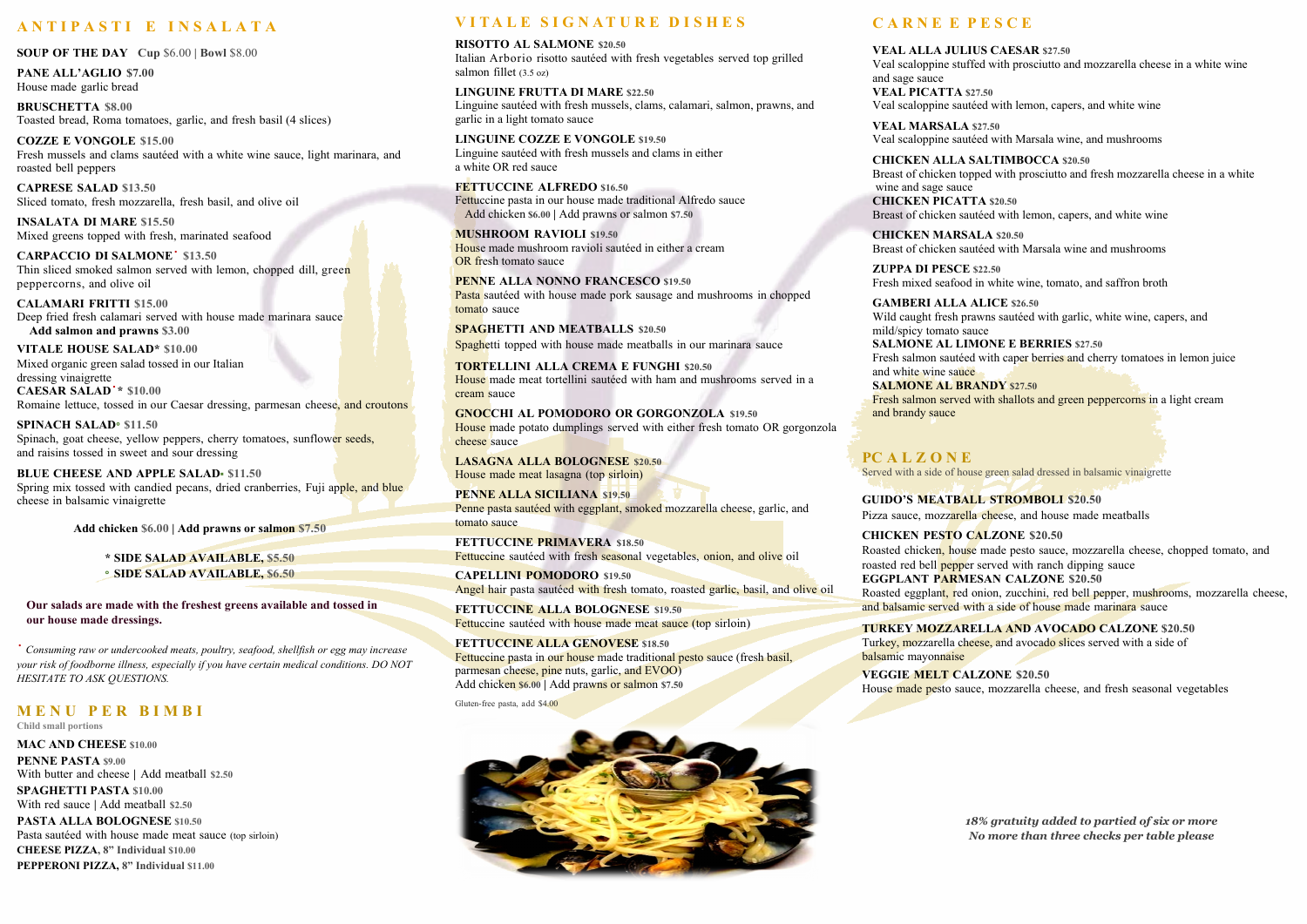## ANTIPASTI E INSALATA

**SOUP OF THE DAY** Cup $6.00 | **Bowl** $8.00

**PANE ALL'AGLIO $7.00**
House made garlic bread

**BRUSCHETTA $8.00**
Toasted bread, Roma tomatoes, garlic, and fresh basil (4 slices)

**COZZE E VONGOLE $15.00**
Fresh mussels and clams sautéed with a white wine sauce, light marinara, and roasted bell peppers

**CAPRESE SALAD $13.50**
Sliced tomato, fresh mozzarella, fresh basil, and olive oil

**INSALATA DI MARE $15.50**
Mixed greens topped with fresh, marinated seafood

**CARPACCIO DI SALMONE˙ $13.50**
Thin sliced smoked salmon served with lemon, chopped dill, green peppercorns, and olive oil

**CALAMARI FRITTI $15.00**
Deep fried fresh calamari served with house made marinara sauce
**Add salmon and prawns $3.00**

**VITALE HOUSE SALAD* $10.00**
Mixed organic green salad tossed in our Italian dressing vinaigrette

**CAESAR SALAD˙* $10.00**
Romaine lettuce, tossed in our Caesar dressing, parmesan cheese, and croutons

**SPINACH SALAD◦ $11.50**
Spinach, goat cheese, yellow peppers, cherry tomatoes, sunflower seeds, and raisins tossed in sweet and sour dressing

**BLUE CHEESE AND APPLE SALAD◦ $11.50**
Spring mix tossed with candied pecans, dried cranberries, Fuji apple, and blue cheese in balsamic vinaigrette

**Add chicken $6.00 | Add prawns or salmon $7.50**

**\* SIDE SALAD AVAILABLE, $5.50**
**◦ SIDE SALAD AVAILABLE, $6.50**

**Our salads are made with the freshest greens available and tossed in our house made dressings.**

*˙ Consuming raw or undercooked meats, poultry, seafood, shellfish or egg may increase your risk of foodborne illness, especially if you have certain medical conditions. DO NOT HESITATE TO ASK QUESTIONS.*

## MENU PER BIMBI

**Child small portions**

**MAC AND CHEESE $10.00**

**PENNE PASTA $9.00**
With butter and cheese | Add meatball $2.50

**SPAGHETTI PASTA $10.00**
With red sauce | Add meatball $2.50

**PASTA ALLA BOLOGNESE $10.50**
Pasta sautéed with house made meat sauce (top sirloin)

**CHEESE PIZZA, 8" Individual $10.00**

**PEPPERONI PIZZA, 8" Individual $11.00**

## VITALE SIGNATURE DISHES

**RISOTTO AL SALMONE $20.50**
Italian Arborio risotto sautéed with fresh vegetables served top grilled salmon fillet (3.5 oz)

**LINGUINE FRUTTA DI MARE $22.50**
Linguine sautéed with fresh mussels, clams, calamari, salmon, prawns, and garlic in a light tomato sauce

**LINGUINE COZZE E VONGOLE $19.50**
Linguine sautéed with fresh mussels and clams in either a white OR red sauce

**FETTUCCINE ALFREDO $16.50**
Fettuccine pasta in our house made traditional Alfredo sauce
Add chicken $6.00 | Add prawns or salmon $7.50

**MUSHROOM RAVIOLI $19.50**
House made mushroom ravioli sautéed in either a cream OR fresh tomato sauce

**PENNE ALLA NONNO FRANCESCO $19.50**
Pasta sautéed with house made pork sausage and mushrooms in chopped tomato sauce

**SPAGHETTI AND MEATBALLS $20.50**
Spaghetti topped with house made meatballs in our marinara sauce

**TORTELLINI ALLA CREMA E FUNGHI $20.50**
House made meat tortellini sautéed with ham and mushrooms served in a cream sauce

**GNOCCHI AL POMODORO OR GORGONZOLA $19.50**
House made potato dumplings served with either fresh tomato OR gorgonzola cheese sauce

**LASAGNA ALLA BOLOGNESE $20.50**
House made meat lasagna (top sirloin)

**PENNE ALLA SICILIANA $19.50**
Penne pasta sautéed with eggplant, smoked mozzarella cheese, garlic, and tomato sauce

**FETTUCCINE PRIMAVERA $18.50**
Fettuccine sautéed with fresh seasonal vegetables, onion, and olive oil

**CAPELLINI POMODORO $19.50**
Angel hair pasta sautéed with fresh tomato, roasted garlic, basil, and olive oil

**FETTUCCINE ALLA BOLOGNESE $19.50**
Fettuccine sautéed with house made meat sauce (top sirloin)

**FETTUCCINE ALLA GENOVESE $18.50**
Fettuccine pasta in our house made traditional pesto sauce (fresh basil, parmesan cheese, pine nuts, garlic, and EVOO)
Add chicken $6.00 | Add prawns or salmon $7.50

Gluten-free pasta, add $4.00

## CARNE E PESCE

**VEAL ALLA JULIUS CAESAR $27.50**
Veal scaloppine stuffed with prosciutto and mozzarella cheese in a white wine and sage sauce

**VEAL PICATTA $27.50**
Veal scaloppine sautéed with lemon, capers, and white wine

**VEAL MARSALA $27.50**
Veal scaloppine sautéed with Marsala wine, and mushrooms

**CHICKEN ALLA SALTIMBOCCA $20.50**
Breast of chicken topped with prosciutto and fresh mozzarella cheese in a white wine and sage sauce

**CHICKEN PICATTA $20.50**
Breast of chicken sautéed with lemon, capers, and white wine

**CHICKEN MARSALA $20.50**
Breast of chicken sautéed with Marsala wine and mushrooms

**ZUPPA DI PESCE $22.50**
Fresh mixed seafood in white wine, tomato, and saffron broth

**GAMBERI ALLA ALICE $26.50**
Wild caught fresh prawns sautéed with garlic, white wine, capers, and mild/spicy tomato sauce

**SALMONE AL LIMONE E BERRIES $27.50**
Fresh salmon sautéed with caper berries and cherry tomatoes in lemon juice and white wine sauce

**SALMONE AL BRANDY $27.50**
Fresh salmon served with shallots and green peppercorns in a light cream and brandy sauce

## PC ALZONE

Served with a side of house green salad dressed in balsamic vinaigrette

**GUIDO'S MEATBALL STROMBOLI $20.50**
Pizza sauce, mozzarella cheese, and house made meatballs

**CHICKEN PESTO CALZONE $20.50**
Roasted chicken, house made pesto sauce, mozzarella cheese, chopped tomato, and roasted red bell pepper served with ranch dipping sauce

**EGGPLANT PARMESAN CALZONE $20.50**
Roasted eggplant, red onion, zucchini, red bell pepper, mushrooms, mozzarella cheese, and balsamic served with a side of house made marinara sauce

**TURKEY MOZZARELLA AND AVOCADO CALZONE $20.50**
Turkey, mozzarella cheese, and avocado slices served with a side of balsamic mayonnaise

**VEGGIE MELT CALZONE $20.50**
House made pesto sauce, mozzarella cheese, and fresh seasonal vegetables

*18% gratuity added to partied of six or more*
*No more than three checks per table please*